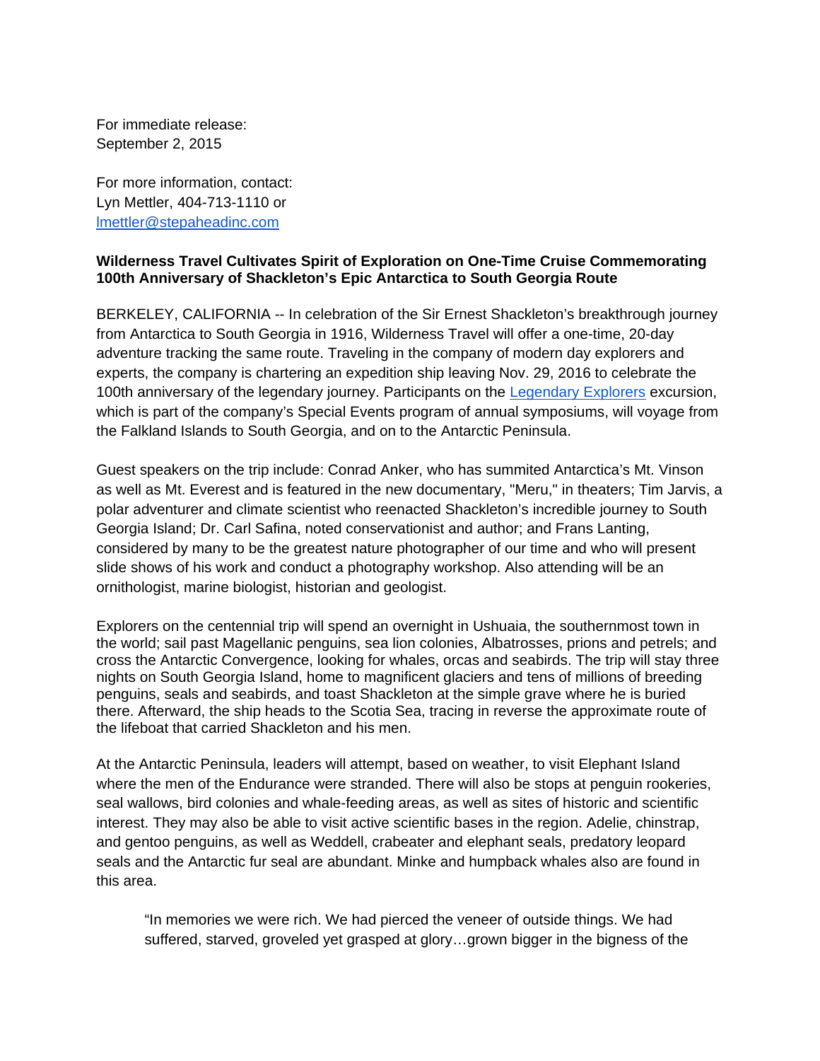For immediate release:
September 2, 2015

For more information, contact:
Lyn Mettler, 404-713-1110 or
lmettler@stepaheadinc.com

**Wilderness Travel Cultivates Spirit of Exploration on One-Time Cruise Commemorating 100th Anniversary of Shackleton's Epic Antarctica to South Georgia Route**

BERKELEY, CALIFORNIA -- In celebration of the Sir Ernest Shackleton's breakthrough journey from Antarctica to South Georgia in 1916, Wilderness Travel will offer a one-time, 20-day adventure tracking the same route. Traveling in the company of modern day explorers and experts, the company is chartering an expedition ship leaving Nov. 29, 2016 to celebrate the 100th anniversary of the legendary journey. Participants on the Legendary Explorers excursion, which is part of the company's Special Events program of annual symposiums, will voyage from the Falkland Islands to South Georgia, and on to the Antarctic Peninsula.

Guest speakers on the trip include: Conrad Anker, who has summited Antarctica's Mt. Vinson as well as Mt. Everest and is featured in the new documentary, "Meru," in theaters; Tim Jarvis, a polar adventurer and climate scientist who reenacted Shackleton's incredible journey to South Georgia Island; Dr. Carl Safina, noted conservationist and author; and Frans Lanting, considered by many to be the greatest nature photographer of our time and who will present slide shows of his work and conduct a photography workshop. Also attending will be an ornithologist, marine biologist, historian and geologist.

Explorers on the centennial trip will spend an overnight in Ushuaia, the southernmost town in the world; sail past Magellanic penguins, sea lion colonies, Albatrosses, prions and petrels; and cross the Antarctic Convergence, looking for whales, orcas and seabirds. The trip will stay three nights on South Georgia Island, home to magnificent glaciers and tens of millions of breeding penguins, seals and seabirds, and toast Shackleton at the simple grave where he is buried there. Afterward, the ship heads to the Scotia Sea, tracing in reverse the approximate route of the lifeboat that carried Shackleton and his men.

At the Antarctic Peninsula, leaders will attempt, based on weather, to visit Elephant Island where the men of the Endurance were stranded. There will also be stops at penguin rookeries, seal wallows, bird colonies and whale-feeding areas, as well as sites of historic and scientific interest. They may also be able to visit active scientific bases in the region. Adelie, chinstrap, and gentoo penguins, as well as Weddell, crabeater and elephant seals, predatory leopard seals and the Antarctic fur seal are abundant. Minke and humpback whales also are found in this area.

> "In memories we were rich. We had pierced the veneer of outside things. We had suffered, starved, groveled yet grasped at glory…grown bigger in the bigness of the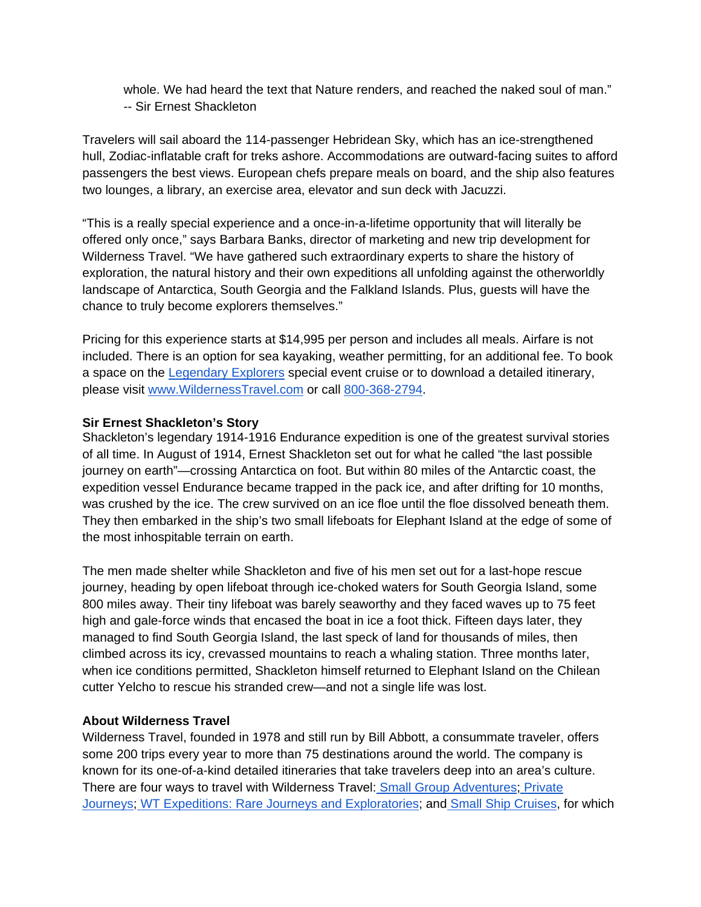whole. We had heard the text that Nature renders, and reached the naked soul of man."
-- Sir Ernest Shackleton

Travelers will sail aboard the 114-passenger Hebridean Sky, which has an ice-strengthened hull, Zodiac-inflatable craft for treks ashore. Accommodations are outward-facing suites to afford passengers the best views. European chefs prepare meals on board, and the ship also features two lounges, a library, an exercise area, elevator and sun deck with Jacuzzi.

"This is a really special experience and a once-in-a-lifetime opportunity that will literally be offered only once," says Barbara Banks, director of marketing and new trip development for Wilderness Travel. "We have gathered such extraordinary experts to share the history of exploration, the natural history and their own expeditions all unfolding against the otherworldly landscape of Antarctica, South Georgia and the Falkland Islands. Plus, guests will have the chance to truly become explorers themselves."

Pricing for this experience starts at $14,995 per person and includes all meals. Airfare is not included. There is an option for sea kayaking, weather permitting, for an additional fee. To book a space on the [Legendary Explorers] special event cruise or to download a detailed itinerary, please visit [www.WildernessTravel.com] or call [800-368-2794].

**Sir Ernest Shackleton's Story**
Shackleton's legendary 1914-1916 Endurance expedition is one of the greatest survival stories of all time. In August of 1914, Ernest Shackleton set out for what he called "the last possible journey on earth"—crossing Antarctica on foot. But within 80 miles of the Antarctic coast, the expedition vessel Endurance became trapped in the pack ice, and after drifting for 10 months, was crushed by the ice. The crew survived on an ice floe until the floe dissolved beneath them. They then embarked in the ship's two small lifeboats for Elephant Island at the edge of some of the most inhospitable terrain on earth.

The men made shelter while Shackleton and five of his men set out for a last-hope rescue journey, heading by open lifeboat through ice-choked waters for South Georgia Island, some 800 miles away. Their tiny lifeboat was barely seaworthy and they faced waves up to 75 feet high and gale-force winds that encased the boat in ice a foot thick. Fifteen days later, they managed to find South Georgia Island, the last speck of land for thousands of miles, then climbed across its icy, crevassed mountains to reach a whaling station. Three months later, when ice conditions permitted, Shackleton himself returned to Elephant Island on the Chilean cutter Yelcho to rescue his stranded crew—and not a single life was lost.

**About Wilderness Travel**
Wilderness Travel, founded in 1978 and still run by Bill Abbott, a consummate traveler, offers some 200 trips every year to more than 75 destinations around the world. The company is known for its one-of-a-kind detailed itineraries that take travelers deep into an area's culture. There are four ways to travel with Wilderness Travel: [Small Group Adventures]; [Private Journeys]; [WT Expeditions: Rare Journeys and Exploratories]; and [Small Ship Cruises], for which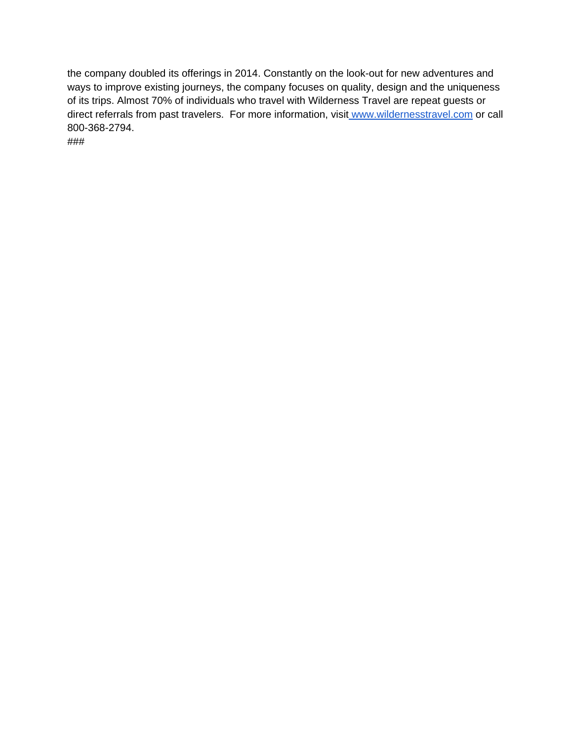the company doubled its offerings in 2014. Constantly on the look-out for new adventures and ways to improve existing journeys, the company focuses on quality, design and the uniqueness of its trips. Almost 70% of individuals who travel with Wilderness Travel are repeat guests or direct referrals from past travelers. For more information, visit [www.wildernesstravel.com](http://www.wildernesstravel.com) or call 800-368-2794.

###